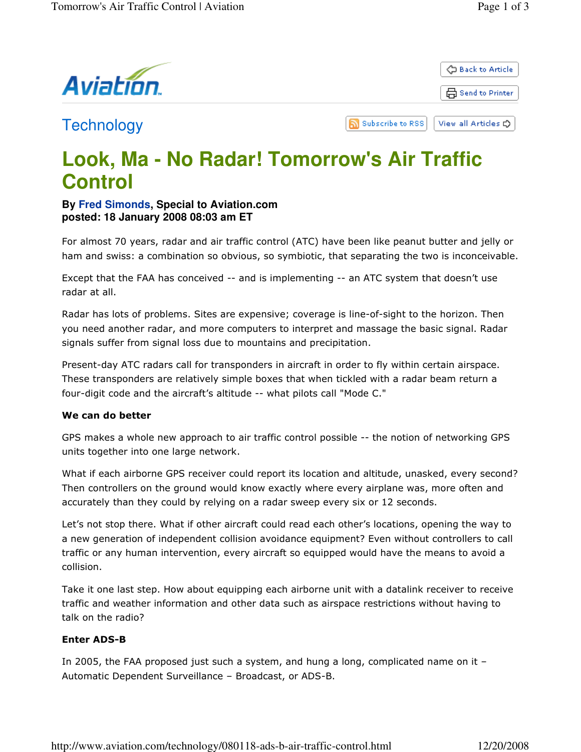Technology

# Look, Ma - No Radar! Tomorrow's Air Traffic Control

**By Fred Simonds, Special to Aviation.com**
**posted: 18 January 2008 08:03 am ET**

For almost 70 years, radar and air traffic control (ATC) have been like peanut butter and jelly or ham and swiss: a combination so obvious, so symbiotic, that separating the two is inconceivable.

Except that the FAA has conceived -- and is implementing -- an ATC system that doesn't use radar at all.

Radar has lots of problems. Sites are expensive; coverage is line-of-sight to the horizon. Then you need another radar, and more computers to interpret and massage the basic signal. Radar signals suffer from signal loss due to mountains and precipitation.

Present-day ATC radars call for transponders in aircraft in order to fly within certain airspace. These transponders are relatively simple boxes that when tickled with a radar beam return a four-digit code and the aircraft's altitude -- what pilots call "Mode C."

**We can do better**

GPS makes a whole new approach to air traffic control possible -- the notion of networking GPS units together into one large network.

What if each airborne GPS receiver could report its location and altitude, unasked, every second? Then controllers on the ground would know exactly where every airplane was, more often and accurately than they could by relying on a radar sweep every six or 12 seconds.

Let's not stop there. What if other aircraft could read each other's locations, opening the way to a new generation of independent collision avoidance equipment? Even without controllers to call traffic or any human intervention, every aircraft so equipped would have the means to avoid a collision.

Take it one last step. How about equipping each airborne unit with a datalink receiver to receive traffic and weather information and other data such as airspace restrictions without having to talk on the radio?

**Enter ADS-B**

In 2005, the FAA proposed just such a system, and hung a long, complicated name on it – Automatic Dependent Surveillance – Broadcast, or ADS-B.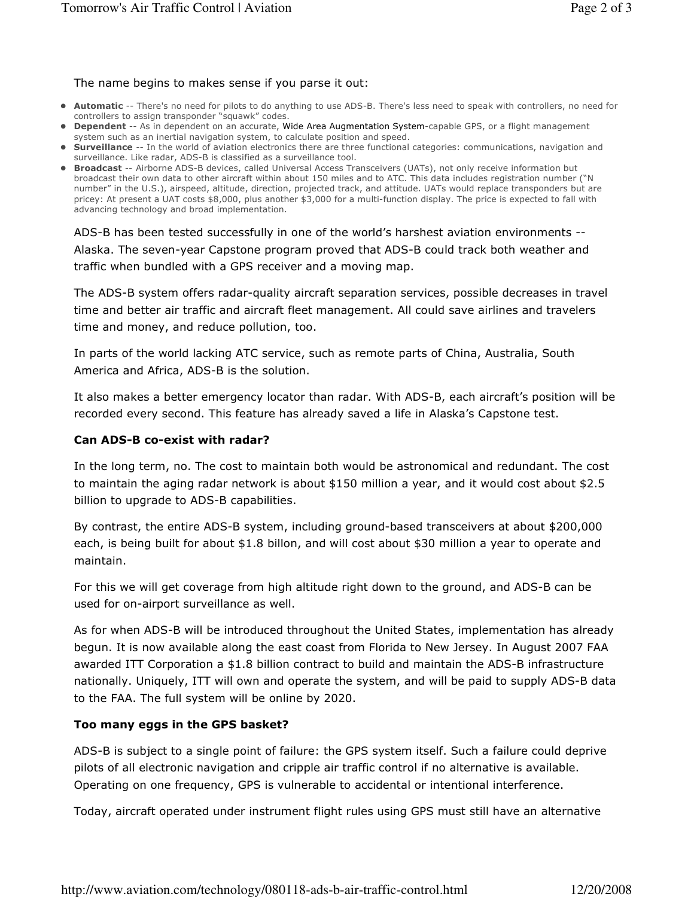The name begins to makes sense if you parse it out:

- **Automatic** -- There's no need for pilots to do anything to use ADS-B. There's less need to speak with controllers, no need for controllers to assign transponder "squawk" codes.
- **Dependent** -- As in dependent on an accurate, Wide Area Augmentation System-capable GPS, or a flight management system such as an inertial navigation system, to calculate position and speed.
- **Surveillance** -- In the world of aviation electronics there are three functional categories: communications, navigation and surveillance. Like radar, ADS-B is classified as a surveillance tool.
- **Broadcast** -- Airborne ADS-B devices, called Universal Access Transceivers (UATs), not only receive information but broadcast their own data to other aircraft within about 150 miles and to ATC. This data includes registration number ("N number" in the U.S.), airspeed, altitude, direction, projected track, and attitude. UATs would replace transponders but are pricey: At present a UAT costs $8,000, plus another $3,000 for a multi-function display. The price is expected to fall with advancing technology and broad implementation.

ADS-B has been tested successfully in one of the world's harshest aviation environments -- Alaska. The seven-year Capstone program proved that ADS-B could track both weather and traffic when bundled with a GPS receiver and a moving map.

The ADS-B system offers radar-quality aircraft separation services, possible decreases in travel time and better air traffic and aircraft fleet management. All could save airlines and travelers time and money, and reduce pollution, too.

In parts of the world lacking ATC service, such as remote parts of China, Australia, South America and Africa, ADS-B is the solution.

It also makes a better emergency locator than radar. With ADS-B, each aircraft's position will be recorded every second. This feature has already saved a life in Alaska's Capstone test.

**Can ADS-B co-exist with radar?**

In the long term, no. The cost to maintain both would be astronomical and redundant. The cost to maintain the aging radar network is about $150 million a year, and it would cost about $2.5 billion to upgrade to ADS-B capabilities.

By contrast, the entire ADS-B system, including ground-based transceivers at about $200,000 each, is being built for about $1.8 billon, and will cost about $30 million a year to operate and maintain.

For this we will get coverage from high altitude right down to the ground, and ADS-B can be used for on-airport surveillance as well.

As for when ADS-B will be introduced throughout the United States, implementation has already begun. It is now available along the east coast from Florida to New Jersey. In August 2007 FAA awarded ITT Corporation a $1.8 billion contract to build and maintain the ADS-B infrastructure nationally. Uniquely, ITT will own and operate the system, and will be paid to supply ADS-B data to the FAA. The full system will be online by 2020.

**Too many eggs in the GPS basket?**

ADS-B is subject to a single point of failure: the GPS system itself. Such a failure could deprive pilots of all electronic navigation and cripple air traffic control if no alternative is available. Operating on one frequency, GPS is vulnerable to accidental or intentional interference.

Today, aircraft operated under instrument flight rules using GPS must still have an alternative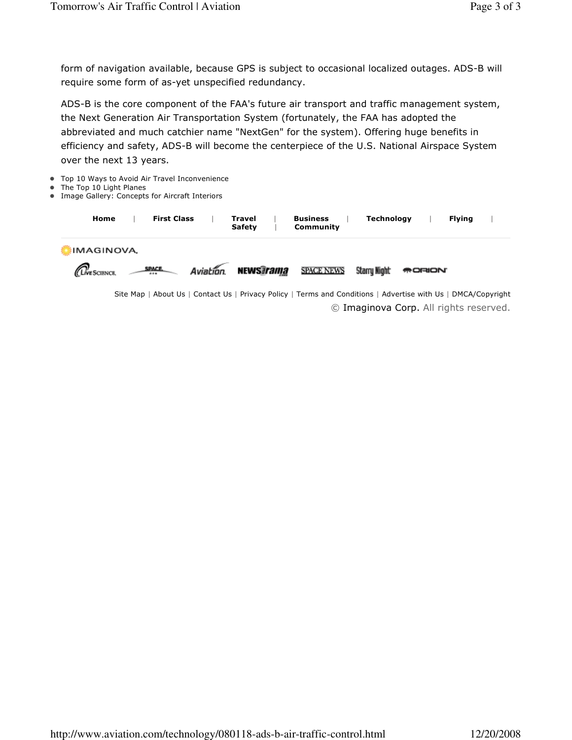form of navigation available, because GPS is subject to occasional localized outages. ADS-B will require some form of as-yet unspecified redundancy.

ADS-B is the core component of the FAA's future air transport and traffic management system, the Next Generation Air Transportation System (fortunately, the FAA has adopted the abbreviated and much catchier name "NextGen" for the system). Offering huge benefits in efficiency and safety, ADS-B will become the centerpiece of the U.S. National Airspace System over the next 13 years.

- Top 10 Ways to Avoid Air Travel Inconvenience
- The Top 10 Light Planes
- Image Gallery: Concepts for Aircraft Interiors

**Home** | **First Class** | **Travel Safety** | **Business Community** | **Technology** | **Flying** |

IMAGINOVA

Live Science | Space | Aviation | Newsarama | Space News | Starry Night | Orion

Site Map | About Us | Contact Us | Privacy Policy | Terms and Conditions | Advertise with Us | DMCA/Copyright

© Imaginova Corp. All rights reserved.